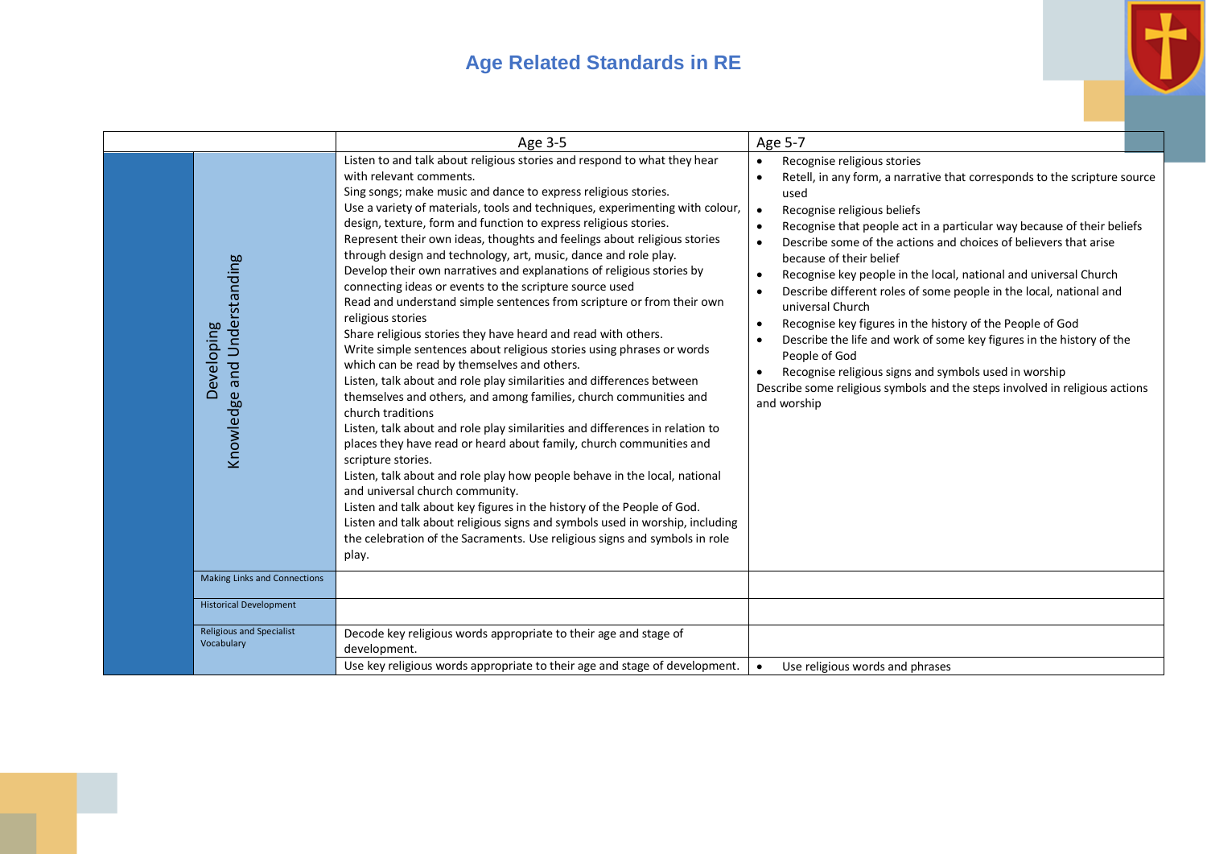# Age Related Standards in RE

| | | Age 3-5 | Age 5-7 |
|---|---|---|---|
| | Developing Knowledge and Understanding | Listen to and talk about religious stories and respond to what they hear with relevant comments.<br>Sing songs; make music and dance to express religious stories.<br>Use a variety of materials, tools and techniques, experimenting with colour, design, texture, form and function to express religious stories.<br>Represent their own ideas, thoughts and feelings about religious stories through design and technology, art, music, dance and role play.<br>Develop their own narratives and explanations of religious stories by connecting ideas or events to the scripture source used<br>Read and understand simple sentences from scripture or from their own religious stories<br>Share religious stories they have heard and read with others.<br>Write simple sentences about religious stories using phrases or words which can be read by themselves and others.<br>Listen, talk about and role play similarities and differences between themselves and others, and among families, church communities and church traditions<br>Listen, talk about and role play similarities and differences in relation to places they have read or heard about family, church communities and scripture stories.<br>Listen, talk about and role play how people behave in the local, national and universal church community.<br>Listen and talk about key figures in the history of the People of God.<br>Listen and talk about religious signs and symbols used in worship, including the celebration of the Sacraments. Use religious signs and symbols in role play. | • Recognise religious stories<br>• Retell, in any form, a narrative that corresponds to the scripture source used<br>• Recognise religious beliefs<br>• Recognise that people act in a particular way because of their beliefs<br>• Describe some of the actions and choices of believers that arise because of their belief<br>• Recognise key people in the local, national and universal Church<br>• Describe different roles of some people in the local, national and universal Church<br>• Recognise key figures in the history of the People of God<br>• Describe the life and work of some key figures in the history of the People of God<br>• Recognise religious signs and symbols used in worship<br>Describe some religious symbols and the steps involved in religious actions and worship |
| | Making Links and Connections | | |
| | Historical Development | | |
| | Religious and Specialist Vocabulary | Decode key religious words appropriate to their age and stage of development. | |
| | | Use key religious words appropriate to their age and stage of development. | • Use religious words and phrases |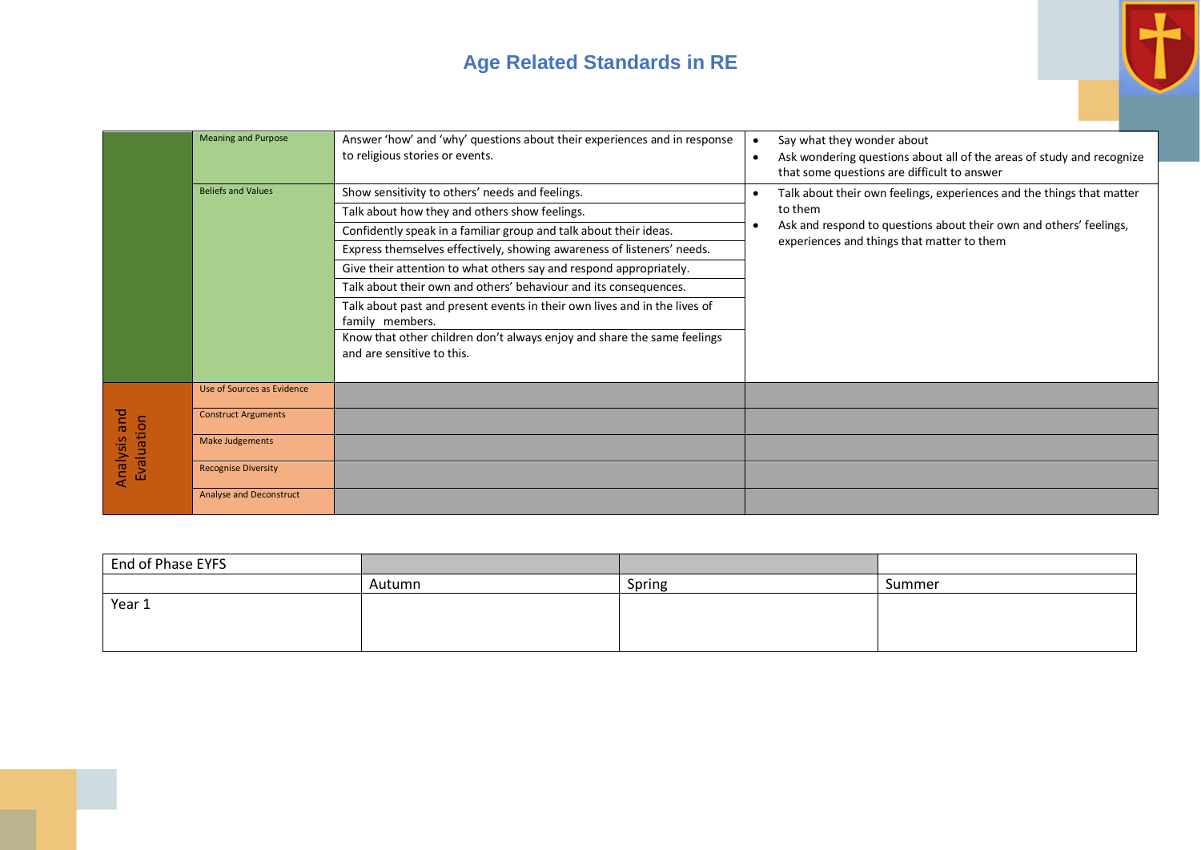# Age Related Standards in RE

| | | | |
|---|---|---|---|
| | Meaning and Purpose | Answer 'how' and 'why' questions about their experiences and in response to religious stories or events. | • Say what they wonder about<br>• Ask wondering questions about all of the areas of study and recognize that some questions are difficult to answer |
| | Beliefs and Values | Show sensitivity to others' needs and feelings.<br>Talk about how they and others show feelings.<br>Confidently speak in a familiar group and talk about their ideas.<br>Express themselves effectively, showing awareness of listeners' needs.<br>Give their attention to what others say and respond appropriately.<br>Talk about their own and others' behaviour and its consequences.<br>Talk about past and present events in their own lives and in the lives of family members.<br>Know that other children don't always enjoy and share the same feelings and are sensitive to this. | • Talk about their own feelings, experiences and the things that matter to them<br>• Ask and respond to questions about their own and others' feelings, experiences and things that matter to them |
| Analysis and Evaluation | Use of Sources as Evidence | | |
| | Construct Arguments | | |
| | Make Judgements | | |
| | Recognise Diversity | | |
| | Analyse and Deconstruct | | |

| | | | |
|---|---|---|---|
| End of Phase EYFS | | | |
| | Autumn | Spring | Summer |
| Year 1 | | | |